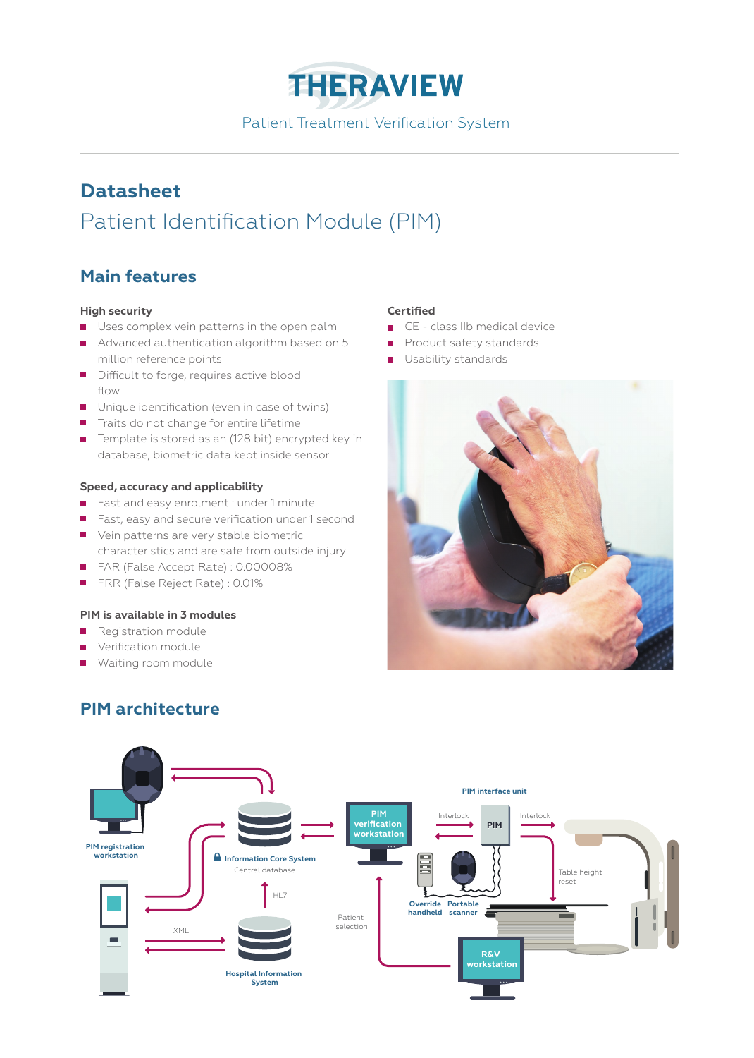# THERAVIEW

Patient Treatment Verification System

## Datasheet

Patient Identification Module (PIM)

## Main features

### High security

- Uses complex vein patterns in the open palm
- Advanced authentication algorithm based on 5 million reference points
- Difficult to forge, requires active blood flow
- Unique identification (even in case of twins)
- Traits do not change for entire lifetime
- Template is stored as an (128 bit) encrypted key in database, biometric data kept inside sensor

### Speed, accuracy and applicability

- Fast and easy enrolment : under 1 minute
- Fast, easy and secure verification under 1 second
- Vein patterns are very stable biometric characteristics and are safe from outside injury
- FAR (False Accept Rate) : 0.00008%
- FRR (False Reject Rate) : 0.01%

### PIM is available in 3 modules

- Registration module
- Verification module
- Waiting room module

### Certified

- CE - class IIb medical device
- Product safety standards
- Usability standards

## PIM architecture

PIM registration workstation

Information Core System
Central database

HL7

XML

Hospital Information System

PIM verification workstation

Patient selection

PIM interface unit

Interlock

PIM

Interlock

Table height reset

Override handheld

Portable scanner

R&V workstation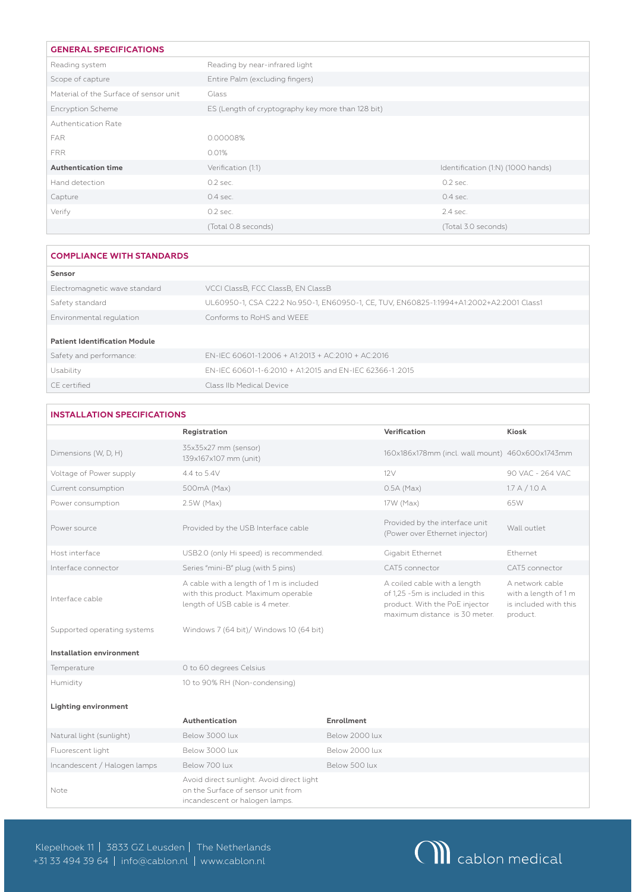## GENERAL SPECIFICATIONS

| | | |
|---|---|---|
| Reading system | Reading by near-infrared light | |
| Scope of capture | Entire Palm (excluding fingers) | |
| Material of the Surface of sensor unit | Glass | |
| Encryption Scheme | ES (Length of cryptography key more than 128 bit) | |
| Authentication Rate | | |
| FAR | 0.00008% | |
| FRR | 0.01% | |
| **Authentication time** | Verification (1:1) | Identification (1:N) (1000 hands) |
| Hand detection | 0.2 sec. | 0.2 sec. |
| Capture | 0.4 sec. | 0.4 sec. |
| Verify | 0.2 sec. | 2.4 sec. |
| | (Total 0.8 seconds) | (Total 3.0 seconds) |

## COMPLIANCE WITH STANDARDS

| | |
|---|---|
| **Sensor** | |
| Electromagnetic wave standard | VCCI ClassB, FCC ClassB, EN ClassB |
| Safety standard | UL60950-1, CSA C22.2 No.950-1, EN60950-1, CE, TUV, EN60825-1:1994+A1:2002+A2:2001 Class1 |
| Environmental regulation | Conforms to RoHS and WEEE |
| **Patient Identification Module** | |
| Safety and performance: | EN-IEC 60601-1:2006 + A1:2013 + AC:2010 + AC:2016 |
| Usability | EN-IEC 60601-1-6:2010 + A1:2015 and EN-IEC 62366-1 :2015 |
| CE certified | Class IIb Medical Device |

## INSTALLATION SPECIFICATIONS

| | Registration | Verification | Kiosk |
|---|---|---|---|
| Dimensions (W, D, H) | 35x35x27 mm (sensor)<br>139x167x107 mm (unit) | 160x186x178mm (incl. wall mount) | 460x600x1743mm |
| Voltage of Power supply | 4.4 to 5.4V | 12V | 90 VAC - 264 VAC |
| Current consumption | 500mA (Max) | 0.5A (Max) | 1.7 A / 1.0 A |
| Power consumption | 2.5W (Max) | 17W (Max) | 65W |
| Power source | Provided by the USB Interface cable | Provided by the interface unit (Power over Ethernet injector) | Wall outlet |
| Host interface | USB2.0 (only Hi speed) is recommended. | Gigabit Ethernet | Ethernet |
| Interface connector | Series "mini-B" plug (with 5 pins) | CAT5 connector | CAT5 connector |
| Interface cable | A cable with a length of 1 m is included with this product. Maximum operable length of USB cable is 4 meter. | A coiled cable with a length of 1,25 -5m is included in this product. With the PoE injector maximum distance is 30 meter. | A network cable with a length of 1 m is included with this product. |
| Supported operating systems | Windows 7 (64 bit)/ Windows 10 (64 bit) | | |

**Installation environment**

| | |
|---|---|
| Temperature | 0 to 60 degrees Celsius |
| Humidity | 10 to 90% RH (Non-condensing) |

**Lighting environment**

| | Authentication | Enrollment |
|---|---|---|
| Natural light (sunlight) | Below 3000 lux | Below 2000 lux |
| Fluorescent light | Below 3000 lux | Below 2000 lux |
| Incandescent / Halogen lamps | Below 700 lux | Below 500 lux |
| Note | Avoid direct sunlight. Avoid direct light on the Surface of sensor unit from incandescent or halogen lamps. | |

Klepelhoek 11 | 3833 GZ Leusden | The Netherlands
+31 33 494 39 64 | info@cablon.nl | www.cablon.nl

cablon medical